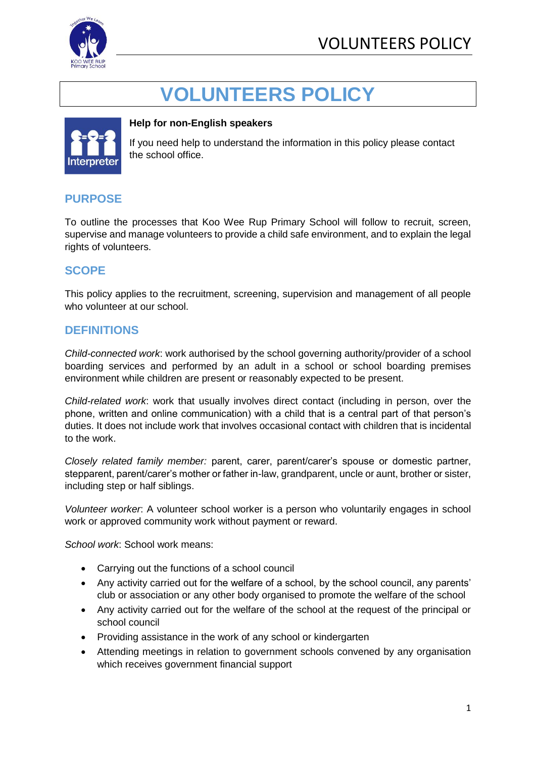# VOLUNTEERS POLICY

**Help for non-English speakers**

If you need help to understand the information in this policy please contact the school office.

## PURPOSE

To outline the processes that Koo Wee Rup Primary School will follow to recruit, screen, supervise and manage volunteers to provide a child safe environment, and to explain the legal rights of volunteers.

## SCOPE

This policy applies to the recruitment, screening, supervision and management of all people who volunteer at our school.

## DEFINITIONS

*Child-connected work*: work authorised by the school governing authority/provider of a school boarding services and performed by an adult in a school or school boarding premises environment while children are present or reasonably expected to be present.

*Child-related work*: work that usually involves direct contact (including in person, over the phone, written and online communication) with a child that is a central part of that person's duties. It does not include work that involves occasional contact with children that is incidental to the work.

*Closely related family member:* parent, carer, parent/carer's spouse or domestic partner, stepparent, parent/carer's mother or father in-law, grandparent, uncle or aunt, brother or sister, including step or half siblings.

*Volunteer worker*: A volunteer school worker is a person who voluntarily engages in school work or approved community work without payment or reward.

*School work*: School work means:

- Carrying out the functions of a school council
- Any activity carried out for the welfare of a school, by the school council, any parents' club or association or any other body organised to promote the welfare of the school
- Any activity carried out for the welfare of the school at the request of the principal or school council
- Providing assistance in the work of any school or kindergarten
- Attending meetings in relation to government schools convened by any organisation which receives government financial support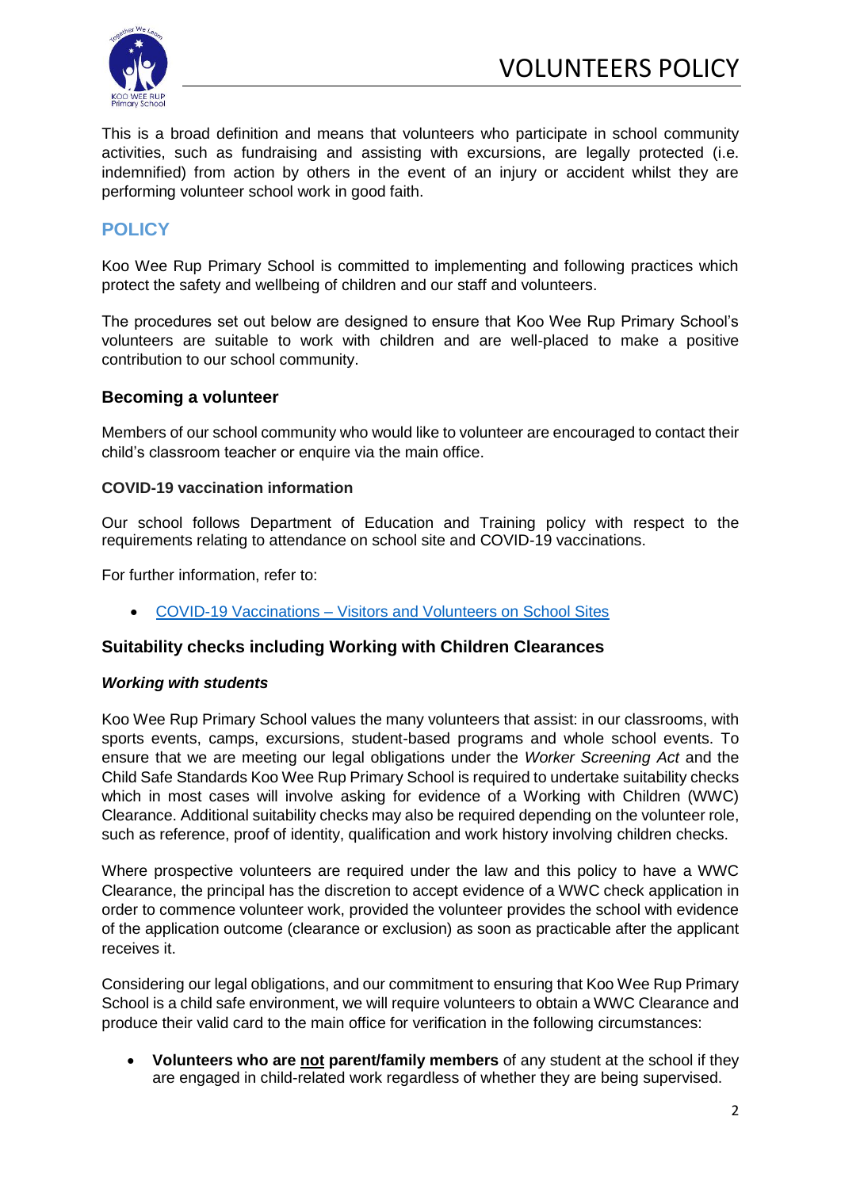This is a broad definition and means that volunteers who participate in school community activities, such as fundraising and assisting with excursions, are legally protected (i.e. indemnified) from action by others in the event of an injury or accident whilst they are performing volunteer school work in good faith.

## POLICY

Koo Wee Rup Primary School is committed to implementing and following practices which protect the safety and wellbeing of children and our staff and volunteers.

The procedures set out below are designed to ensure that Koo Wee Rup Primary School's volunteers are suitable to work with children and are well-placed to make a positive contribution to our school community.

### Becoming a volunteer

Members of our school community who would like to volunteer are encouraged to contact their child's classroom teacher or enquire via the main office.

#### COVID-19 vaccination information

Our school follows Department of Education and Training policy with respect to the requirements relating to attendance on school site and COVID-19 vaccinations.

For further information, refer to:

- COVID-19 Vaccinations – Visitors and Volunteers on School Sites

### Suitability checks including Working with Children Clearances

#### *Working with students*

Koo Wee Rup Primary School values the many volunteers that assist: in our classrooms, with sports events, camps, excursions, student-based programs and whole school events. To ensure that we are meeting our legal obligations under the *Worker Screening Act* and the Child Safe Standards Koo Wee Rup Primary School is required to undertake suitability checks which in most cases will involve asking for evidence of a Working with Children (WWC) Clearance. Additional suitability checks may also be required depending on the volunteer role, such as reference, proof of identity, qualification and work history involving children checks.

Where prospective volunteers are required under the law and this policy to have a WWC Clearance, the principal has the discretion to accept evidence of a WWC check application in order to commence volunteer work, provided the volunteer provides the school with evidence of the application outcome (clearance or exclusion) as soon as practicable after the applicant receives it.

Considering our legal obligations, and our commitment to ensuring that Koo Wee Rup Primary School is a child safe environment, we will require volunteers to obtain a WWC Clearance and produce their valid card to the main office for verification in the following circumstances:

- **Volunteers who are <u>not</u> parent/family members** of any student at the school if they are engaged in child-related work regardless of whether they are being supervised.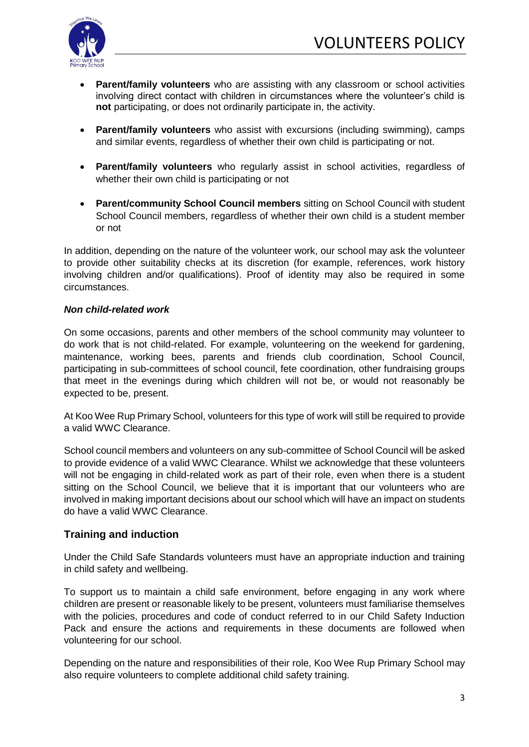- **Parent/family volunteers** who are assisting with any classroom or school activities involving direct contact with children in circumstances where the volunteer's child is **not** participating, or does not ordinarily participate in, the activity.

- **Parent/family volunteers** who assist with excursions (including swimming), camps and similar events, regardless of whether their own child is participating or not.

- **Parent/family volunteers** who regularly assist in school activities, regardless of whether their own child is participating or not

- **Parent/community School Council members** sitting on School Council with student School Council members, regardless of whether their own child is a student member or not

In addition, depending on the nature of the volunteer work, our school may ask the volunteer to provide other suitability checks at its discretion (for example, references, work history involving children and/or qualifications). Proof of identity may also be required in some circumstances.

***Non child-related work***

On some occasions, parents and other members of the school community may volunteer to do work that is not child-related. For example, volunteering on the weekend for gardening, maintenance, working bees, parents and friends club coordination, School Council, participating in sub-committees of school council, fete coordination, other fundraising groups that meet in the evenings during which children will not be, or would not reasonably be expected to be, present.

At Koo Wee Rup Primary School, volunteers for this type of work will still be required to provide a valid WWC Clearance.

School council members and volunteers on any sub-committee of School Council will be asked to provide evidence of a valid WWC Clearance. Whilst we acknowledge that these volunteers will not be engaging in child-related work as part of their role, even when there is a student sitting on the School Council, we believe that it is important that our volunteers who are involved in making important decisions about our school which will have an impact on students do have a valid WWC Clearance.

## Training and induction

Under the Child Safe Standards volunteers must have an appropriate induction and training in child safety and wellbeing.

To support us to maintain a child safe environment, before engaging in any work where children are present or reasonable likely to be present, volunteers must familiarise themselves with the policies, procedures and code of conduct referred to in our Child Safety Induction Pack and ensure the actions and requirements in these documents are followed when volunteering for our school.

Depending on the nature and responsibilities of their role, Koo Wee Rup Primary School may also require volunteers to complete additional child safety training.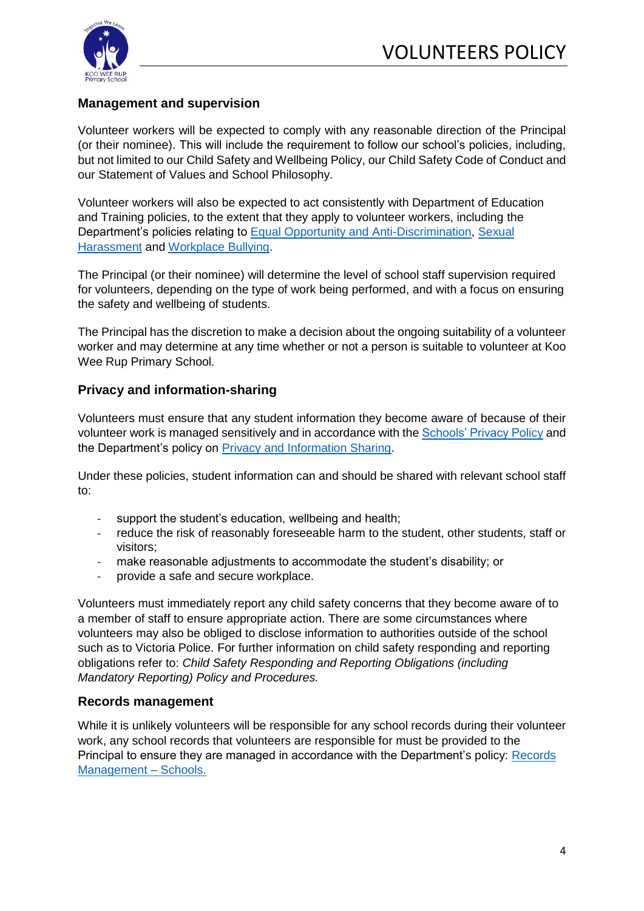## Management and supervision

Volunteer workers will be expected to comply with any reasonable direction of the Principal (or their nominee). This will include the requirement to follow our school's policies, including, but not limited to our Child Safety and Wellbeing Policy, our Child Safety Code of Conduct and our Statement of Values and School Philosophy.

Volunteer workers will also be expected to act consistently with Department of Education and Training policies, to the extent that they apply to volunteer workers, including the Department's policies relating to Equal Opportunity and Anti-Discrimination, Sexual Harassment and Workplace Bullying.

The Principal (or their nominee) will determine the level of school staff supervision required for volunteers, depending on the type of work being performed, and with a focus on ensuring the safety and wellbeing of students.

The Principal has the discretion to make a decision about the ongoing suitability of a volunteer worker and may determine at any time whether or not a person is suitable to volunteer at Koo Wee Rup Primary School.

## Privacy and information-sharing

Volunteers must ensure that any student information they become aware of because of their volunteer work is managed sensitively and in accordance with the Schools' Privacy Policy and the Department's policy on Privacy and Information Sharing.

Under these policies, student information can and should be shared with relevant school staff to:

- support the student's education, wellbeing and health;
- reduce the risk of reasonably foreseeable harm to the student, other students, staff or visitors;
- make reasonable adjustments to accommodate the student's disability; or
- provide a safe and secure workplace.

Volunteers must immediately report any child safety concerns that they become aware of to a member of staff to ensure appropriate action. There are some circumstances where volunteers may also be obliged to disclose information to authorities outside of the school such as to Victoria Police. For further information on child safety responding and reporting obligations refer to: *Child Safety Responding and Reporting Obligations (including Mandatory Reporting) Policy and Procedures.*

## Records management

While it is unlikely volunteers will be responsible for any school records during their volunteer work, any school records that volunteers are responsible for must be provided to the Principal to ensure they are managed in accordance with the Department's policy: Records Management – Schools.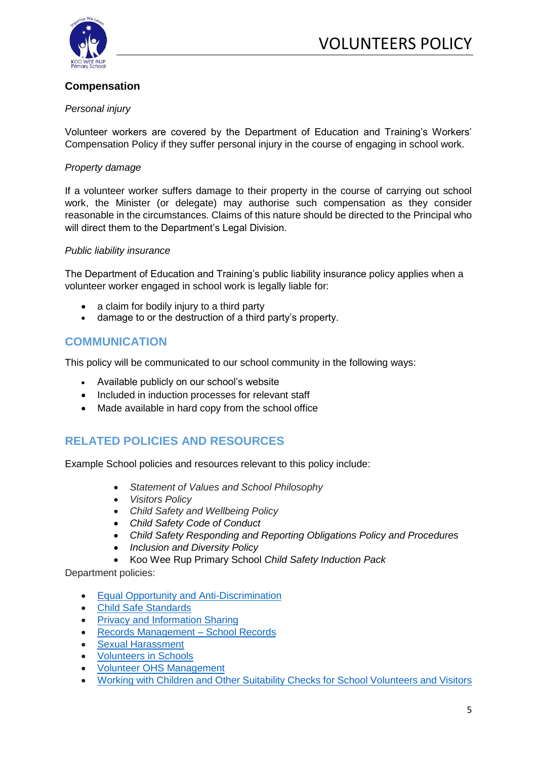### Compensation

*Personal injury*

Volunteer workers are covered by the Department of Education and Training's Workers' Compensation Policy if they suffer personal injury in the course of engaging in school work.

*Property damage*

If a volunteer worker suffers damage to their property in the course of carrying out school work, the Minister (or delegate) may authorise such compensation as they consider reasonable in the circumstances. Claims of this nature should be directed to the Principal who will direct them to the Department's Legal Division.

*Public liability insurance*

The Department of Education and Training's public liability insurance policy applies when a volunteer worker engaged in school work is legally liable for:

- a claim for bodily injury to a third party
- damage to or the destruction of a third party's property.

## COMMUNICATION

This policy will be communicated to our school community in the following ways:

- Available publicly on our school's website
- Included in induction processes for relevant staff
- Made available in hard copy from the school office

## RELATED POLICIES AND RESOURCES

Example School policies and resources relevant to this policy include:

- *Statement of Values and School Philosophy*
- *Visitors Policy*
- *Child Safety and Wellbeing Policy*
- *Child Safety Code of Conduct*
- *Child Safety Responding and Reporting Obligations Policy and Procedures*
- *Inclusion and Diversity Policy*
- Koo Wee Rup Primary School *Child Safety Induction Pack*

Department policies:

- Equal Opportunity and Anti-Discrimination
- Child Safe Standards
- Privacy and Information Sharing
- Records Management – School Records
- Sexual Harassment
- Volunteers in Schools
- Volunteer OHS Management
- Working with Children and Other Suitability Checks for School Volunteers and Visitors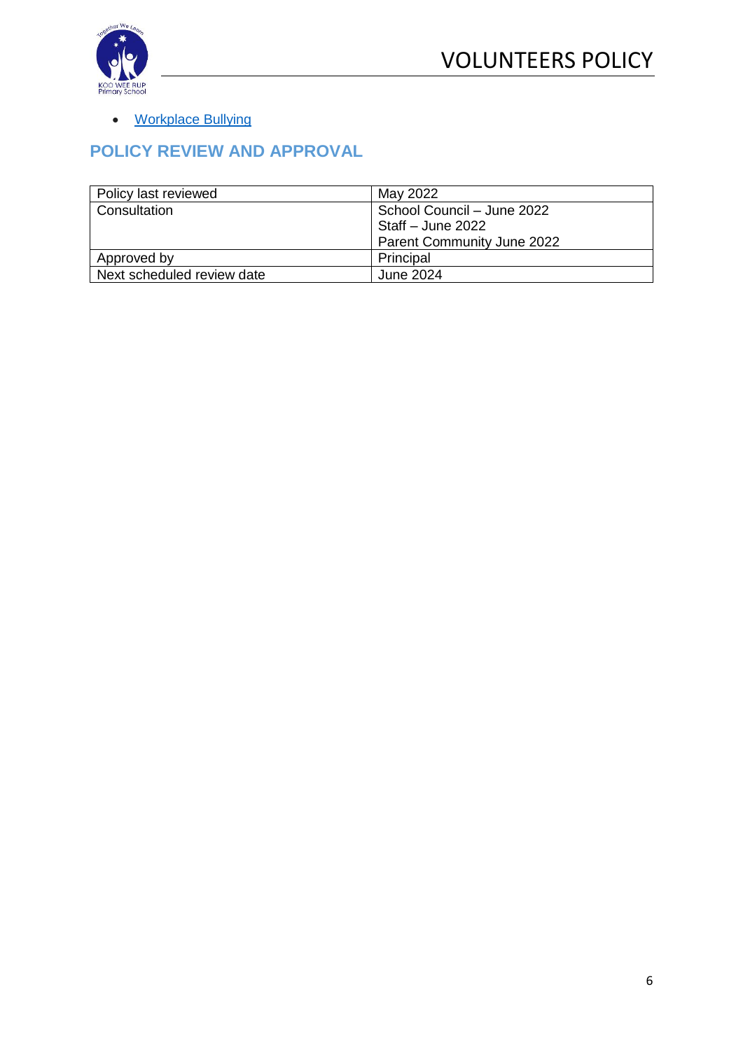- [Workplace Bullying]()

## POLICY REVIEW AND APPROVAL

| | |
|---|---|
| Policy last reviewed | May 2022 |
| Consultation | School Council – June 2022<br>Staff – June 2022<br>Parent Community June 2022 |
| Approved by | Principal |
| Next scheduled review date | June 2024 |